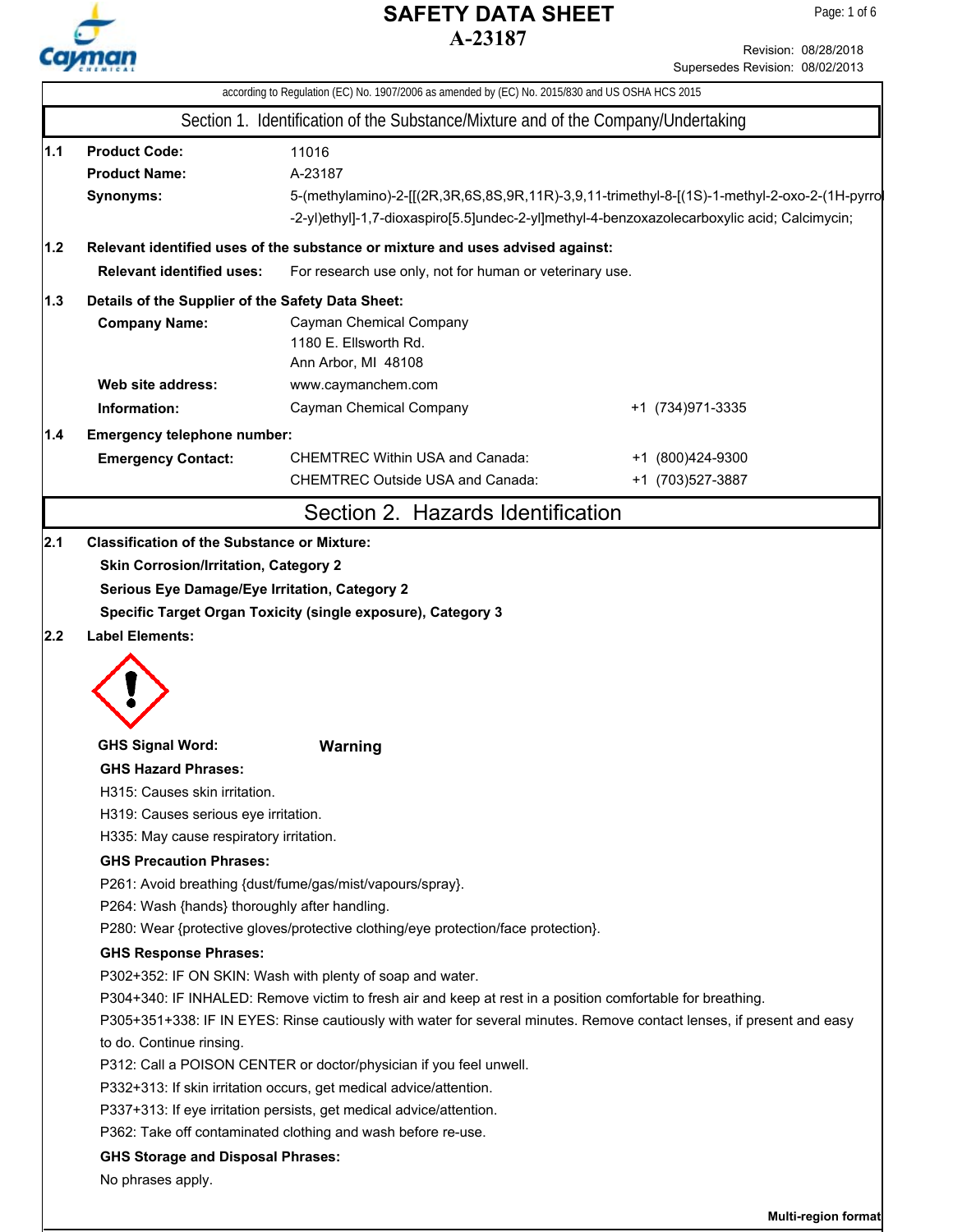# SAFETY DATA SHEET

# A-23187

Revision: 08/28/2018
Supersedes Revision: 08/02/2013

according to Regulation (EC) No. 1907/2006 as amended by (EC) No. 2015/830 and US OSHA HCS 2015

## Section 1. Identification of the Substance/Mixture and of the Company/Undertaking

**1.1**

**Product Code:** 11016

**Product Name:** A-23187

**Synonyms:** 5-(methylamino)-2-[[(2R,3R,6S,8S,9R,11R)-3,9,11-trimethyl-8-[(1S)-1-methyl-2-oxo-2-(1H-pyrrol-2-yl)ethyl]-1,7-dioxaspiro[5.5]undec-2-yl]methyl-4-benzoxazolecarboxylic acid; Calcimycin;

**1.2 Relevant identified uses of the substance or mixture and uses advised against:**

**Relevant identified uses:** For research use only, not for human or veterinary use.

**1.3 Details of the Supplier of the Safety Data Sheet:**

**Company Name:** Cayman Chemical Company
1180 E. Ellsworth Rd.
Ann Arbor, MI 48108

**Web site address:** www.caymanchem.com

**Information:** Cayman Chemical Company +1 (734)971-3335

**1.4 Emergency telephone number:**

**Emergency Contact:**
CHEMTREC Within USA and Canada: +1 (800)424-9300
CHEMTREC Outside USA and Canada: +1 (703)527-3887

## Section 2. Hazards Identification

**2.1 Classification of the Substance or Mixture:**

**Skin Corrosion/Irritation, Category 2**

**Serious Eye Damage/Eye Irritation, Category 2**

**Specific Target Organ Toxicity (single exposure), Category 3**

**2.2 Label Elements:**

**GHS Signal Word:** **Warning**

**GHS Hazard Phrases:**

H315: Causes skin irritation.
H319: Causes serious eye irritation.
H335: May cause respiratory irritation.

**GHS Precaution Phrases:**

P261: Avoid breathing {dust/fume/gas/mist/vapours/spray}.
P264: Wash {hands} thoroughly after handling.
P280: Wear {protective gloves/protective clothing/eye protection/face protection}.

**GHS Response Phrases:**

P302+352: IF ON SKIN: Wash with plenty of soap and water.
P304+340: IF INHALED: Remove victim to fresh air and keep at rest in a position comfortable for breathing.
P305+351+338: IF IN EYES: Rinse cautiously with water for several minutes. Remove contact lenses, if present and easy to do. Continue rinsing.
P312: Call a POISON CENTER or doctor/physician if you feel unwell.
P332+313: If skin irritation occurs, get medical advice/attention.
P337+313: If eye irritation persists, get medical advice/attention.
P362: Take off contaminated clothing and wash before re-use.

**GHS Storage and Disposal Phrases:**

No phrases apply.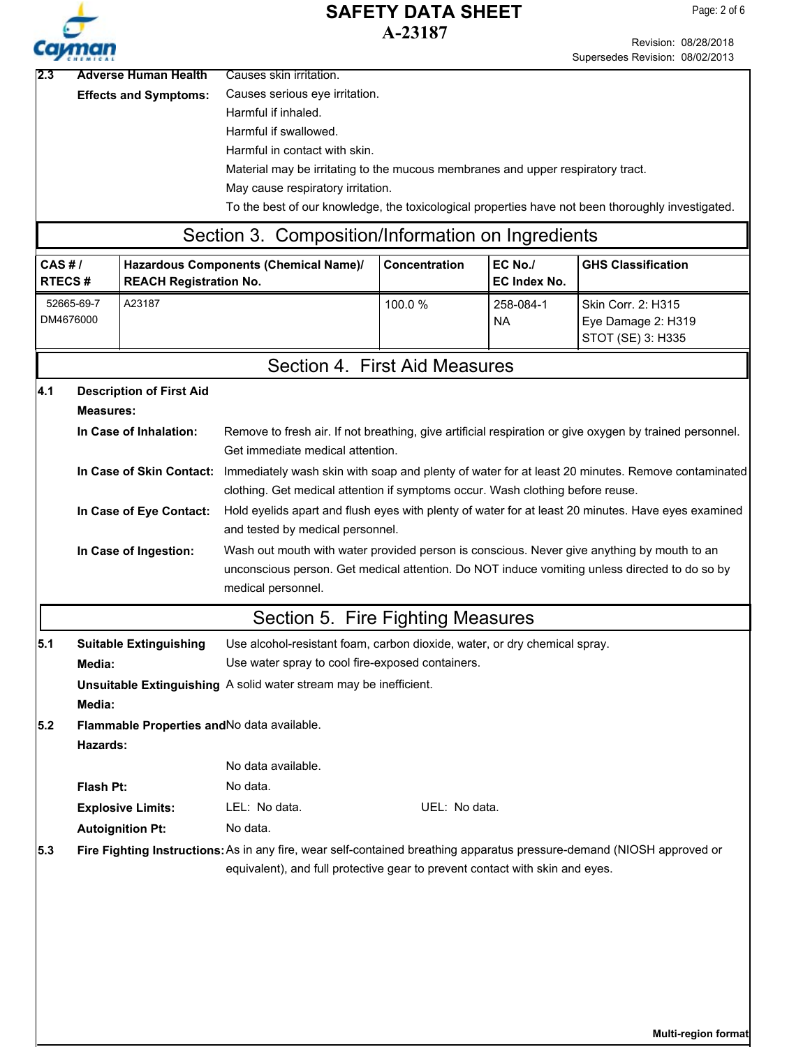**2.3 Adverse Human Health Effects and Symptoms:**

Causes skin irritation.
Causes serious eye irritation.
Harmful if inhaled.
Harmful if swallowed.
Harmful in contact with skin.
Material may be irritating to the mucous membranes and upper respiratory tract.
May cause respiratory irritation.
To the best of our knowledge, the toxicological properties have not been thoroughly investigated.

## Section 3. Composition/Information on Ingredients

| CAS # / RTECS # | Hazardous Components (Chemical Name)/ REACH Registration No. | Concentration | EC No./ EC Index No. | GHS Classification |
|---|---|---|---|---|
| 52665-69-7 DM4676000 | A23187 | 100.0 % | 258-084-1 NA | Skin Corr. 2: H315 Eye Damage 2: H319 STOT (SE) 3: H335 |

## Section 4. First Aid Measures

**4.1 Description of First Aid Measures:**

**In Case of Inhalation:** Remove to fresh air. If not breathing, give artificial respiration or give oxygen by trained personnel. Get immediate medical attention.

**In Case of Skin Contact:** Immediately wash skin with soap and plenty of water for at least 20 minutes. Remove contaminated clothing. Get medical attention if symptoms occur. Wash clothing before reuse.

**In Case of Eye Contact:** Hold eyelids apart and flush eyes with plenty of water for at least 20 minutes. Have eyes examined and tested by medical personnel.

**In Case of Ingestion:** Wash out mouth with water provided person is conscious. Never give anything by mouth to an unconscious person. Get medical attention. Do NOT induce vomiting unless directed to do so by medical personnel.

## Section 5. Fire Fighting Measures

**5.1 Suitable Extinguishing Media:** Use alcohol-resistant foam, carbon dioxide, water, or dry chemical spray. Use water spray to cool fire-exposed containers.

**Unsuitable Extinguishing Media:** A solid water stream may be inefficient.

**5.2 Flammable Properties and Hazards:** No data available.

No data available.

**Flash Pt:** No data.

**Explosive Limits:** LEL: No data. UEL: No data.

**Autoignition Pt:** No data.

**5.3 Fire Fighting Instructions:** As in any fire, wear self-contained breathing apparatus pressure-demand (NIOSH approved or equivalent), and full protective gear to prevent contact with skin and eyes.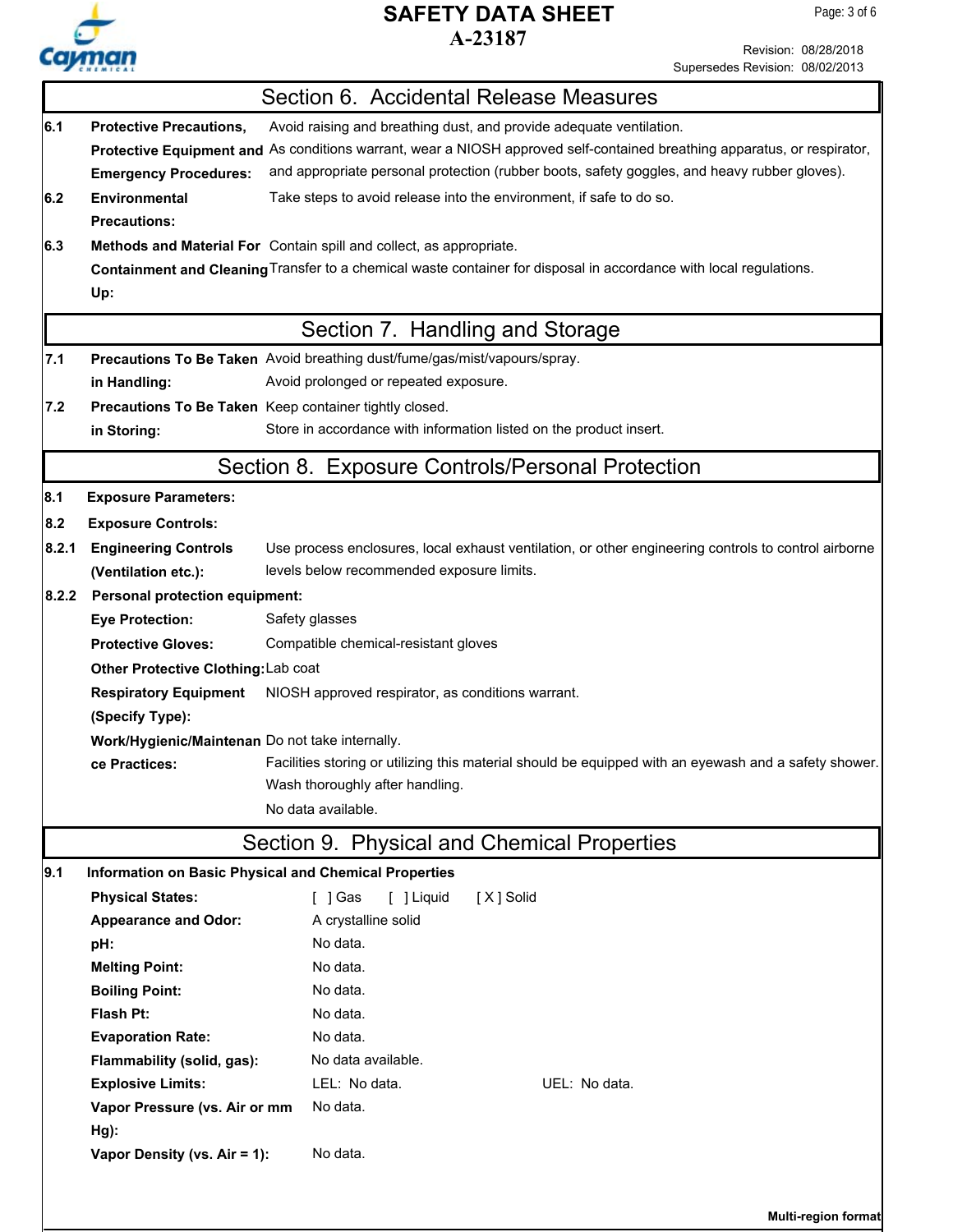## Section 6. Accidental Release Measures

**6.1 Protective Precautions, Protective Equipment and Emergency Procedures:**
Avoid raising and breathing dust, and provide adequate ventilation.
As conditions warrant, wear a NIOSH approved self-contained breathing apparatus, or respirator, and appropriate personal protection (rubber boots, safety goggles, and heavy rubber gloves).

**6.2 Environmental Precautions:**
Take steps to avoid release into the environment, if safe to do so.

**6.3 Methods and Material For Containment and Cleaning Up:**
Contain spill and collect, as appropriate.
Transfer to a chemical waste container for disposal in accordance with local regulations.

## Section 7. Handling and Storage

**7.1 Precautions To Be Taken in Handling:**
Avoid breathing dust/fume/gas/mist/vapours/spray.
Avoid prolonged or repeated exposure.

**7.2 Precautions To Be Taken in Storing:**
Keep container tightly closed.
Store in accordance with information listed on the product insert.

## Section 8. Exposure Controls/Personal Protection

**8.1 Exposure Parameters:**

**8.2 Exposure Controls:**

**8.2.1 Engineering Controls (Ventilation etc.):**
Use process enclosures, local exhaust ventilation, or other engineering controls to control airborne levels below recommended exposure limits.

**8.2.2 Personal protection equipment:**

**Eye Protection:** Safety glasses

**Protective Gloves:** Compatible chemical-resistant gloves

**Other Protective Clothing:** Lab coat

**Respiratory Equipment (Specify Type):** NIOSH approved respirator, as conditions warrant.

**Work/Hygienic/Maintenance Practices:**
Do not take internally.
Facilities storing or utilizing this material should be equipped with an eyewash and a safety shower.
Wash thoroughly after handling.
No data available.

## Section 9. Physical and Chemical Properties

**9.1 Information on Basic Physical and Chemical Properties**

**Physical States:** [ ] Gas [ ] Liquid [ X ] Solid

**Appearance and Odor:** A crystalline solid

**pH:** No data.

**Melting Point:** No data.

**Boiling Point:** No data.

**Flash Pt:** No data.

**Evaporation Rate:** No data.

**Flammability (solid, gas):** No data available.

**Explosive Limits:** LEL: No data. UEL: No data.

**Vapor Pressure (vs. Air or mm Hg):** No data.

**Vapor Density (vs. Air = 1):** No data.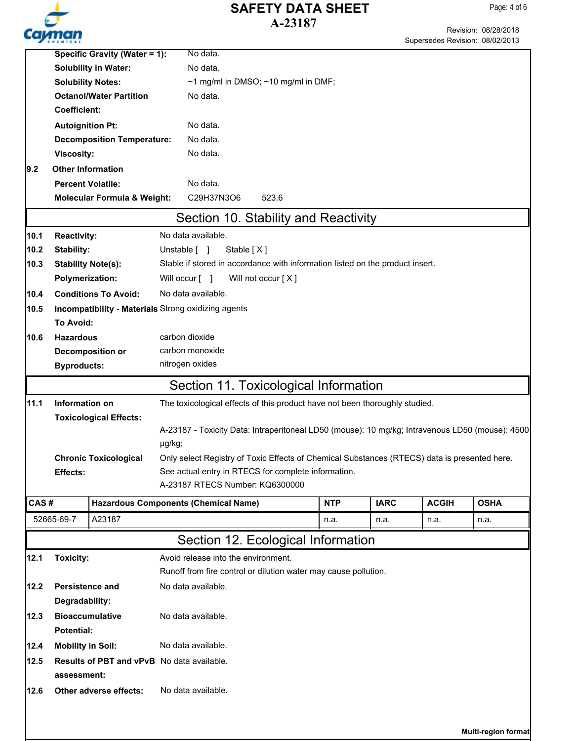**Specific Gravity (Water = 1):** No data.

**Solubility in Water:** No data.

**Solubility Notes:** ~1 mg/ml in DMSO; ~10 mg/ml in DMF;

**Octanol/Water Partition Coefficient:** No data.

**Autoignition Pt:** No data.

**Decomposition Temperature:** No data.

**Viscosity:** No data.

**9.2 Other Information**

**Percent Volatile:** No data.

**Molecular Formula & Weight:** $C_{29}H_{37}N_3O_6$ 523.6

## Section 10. Stability and Reactivity

**10.1 Reactivity:** No data available.

**10.2 Stability:** Unstable [ ] Stable [ X ]

**10.3 Stability Note(s):** Stable if stored in accordance with information listed on the product insert.

**Polymerization:** Will occur [ ] Will not occur [ X ]

**10.4 Conditions To Avoid:** No data available.

**10.5 Incompatibility - Materials To Avoid:** Strong oxidizing agents

**10.6 Hazardous Decomposition or Byproducts:**
carbon dioxide
carbon monoxide
nitrogen oxides

## Section 11. Toxicological Information

**11.1 Information on Toxicological Effects:** The toxicological effects of this product have not been thoroughly studied.

A-23187 - Toxicity Data: Intraperitoneal LD50 (mouse): 10 mg/kg; Intravenous LD50 (mouse): 4500 µg/kg;

**Chronic Toxicological Effects:** Only select Registry of Toxic Effects of Chemical Substances (RTECS) data is presented here. See actual entry in RTECS for complete information.
A-23187 RTECS Number: KQ6300000

| CAS # | Hazardous Components (Chemical Name) | NTP | IARC | ACGIH | OSHA |
|---|---|---|---|---|---|
| 52665-69-7 | A23187 | n.a. | n.a. | n.a. | n.a. |

## Section 12. Ecological Information

**12.1 Toxicity:** Avoid release into the environment.
Runoff from fire control or dilution water may cause pollution.

**12.2 Persistence and Degradability:** No data available.

**12.3 Bioaccumulative Potential:** No data available.

**12.4 Mobility in Soil:** No data available.

**12.5 Results of PBT and vPvB assessment:** No data available.

**12.6 Other adverse effects:** No data available.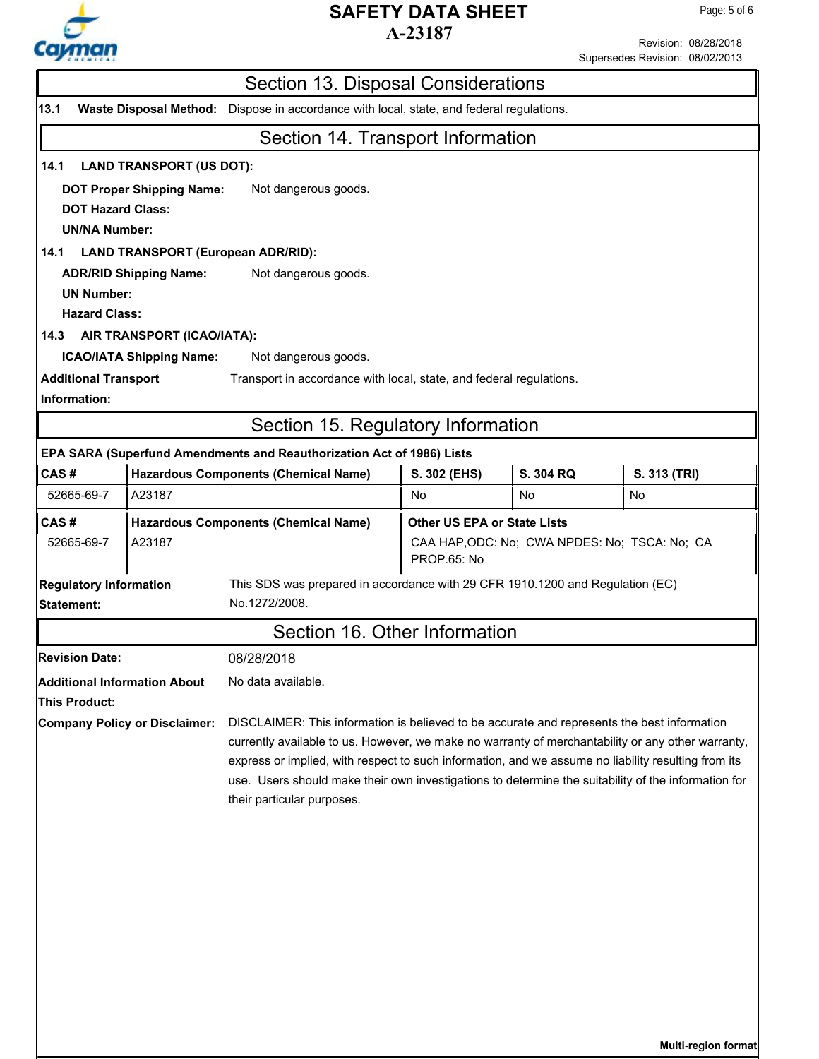## Section 13. Disposal Considerations

**13.1 Waste Disposal Method:** Dispose in accordance with local, state, and federal regulations.

## Section 14. Transport Information

**14.1 LAND TRANSPORT (US DOT):**

**DOT Proper Shipping Name:** Not dangerous goods.

**DOT Hazard Class:**

**UN/NA Number:**

**14.1 LAND TRANSPORT (European ADR/RID):**

**ADR/RID Shipping Name:** Not dangerous goods.

**UN Number:**

**Hazard Class:**

**14.3 AIR TRANSPORT (ICAO/IATA):**

**ICAO/IATA Shipping Name:** Not dangerous goods.

**Additional Transport Information:** Transport in accordance with local, state, and federal regulations.

## Section 15. Regulatory Information

**EPA SARA (Superfund Amendments and Reauthorization Act of 1986) Lists**

| CAS # | Hazardous Components (Chemical Name) | S. 302 (EHS) | S. 304 RQ | S. 313 (TRI) |
|---|---|---|---|---|
| 52665-69-7 | A23187 | No | No | No |

| CAS # | Hazardous Components (Chemical Name) | Other US EPA or State Lists |
|---|---|---|
| 52665-69-7 | A23187 | CAA HAP,ODC: No; CWA NPDES: No; TSCA: No; CA PROP.65: No |

**Regulatory Information Statement:** This SDS was prepared in accordance with 29 CFR 1910.1200 and Regulation (EC) No.1272/2008.

## Section 16. Other Information

**Revision Date:** 08/28/2018

**Additional Information About This Product:** No data available.

**Company Policy or Disclaimer:** DISCLAIMER: This information is believed to be accurate and represents the best information currently available to us. However, we make no warranty of merchantability or any other warranty, express or implied, with respect to such information, and we assume no liability resulting from its use. Users should make their own investigations to determine the suitability of the information for their particular purposes.